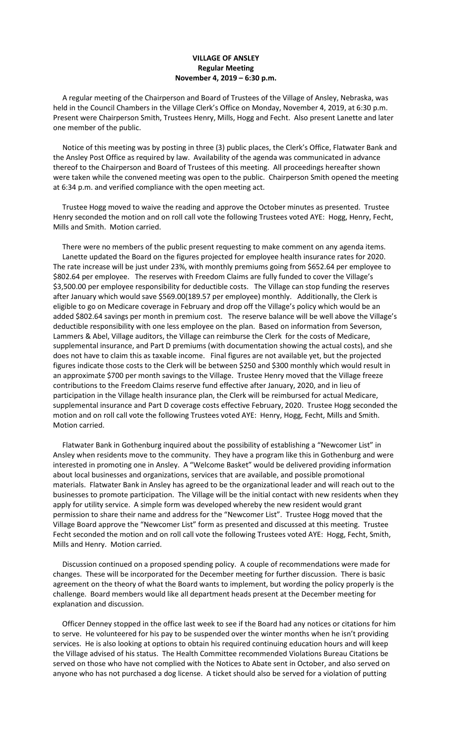**VILLAGE OF ANSLEY**
**Regular Meeting**
**November 4, 2019 – 6:30 p.m.**

A regular meeting of the Chairperson and Board of Trustees of the Village of Ansley, Nebraska, was held in the Council Chambers in the Village Clerk's Office on Monday, November 4, 2019, at 6:30 p.m. Present were Chairperson Smith, Trustees Henry, Mills, Hogg and Fecht. Also present Lanette and later one member of the public.

Notice of this meeting was by posting in three (3) public places, the Clerk's Office, Flatwater Bank and the Ansley Post Office as required by law. Availability of the agenda was communicated in advance thereof to the Chairperson and Board of Trustees of this meeting. All proceedings hereafter shown were taken while the convened meeting was open to the public. Chairperson Smith opened the meeting at 6:34 p.m. and verified compliance with the open meeting act.

Trustee Hogg moved to waive the reading and approve the October minutes as presented. Trustee Henry seconded the motion and on roll call vote the following Trustees voted AYE: Hogg, Henry, Fecht, Mills and Smith. Motion carried.

There were no members of the public present requesting to make comment on any agenda items.

Lanette updated the Board on the figures projected for employee health insurance rates for 2020. The rate increase will be just under 23%, with monthly premiums going from $652.64 per employee to $802.64 per employee. The reserves with Freedom Claims are fully funded to cover the Village's $3,500.00 per employee responsibility for deductible costs. The Village can stop funding the reserves after January which would save $569.00(189.57 per employee) monthly. Additionally, the Clerk is eligible to go on Medicare coverage in February and drop off the Village's policy which would be an added $802.64 savings per month in premium cost. The reserve balance will be well above the Village's deductible responsibility with one less employee on the plan. Based on information from Severson, Lammers & Abel, Village auditors, the Village can reimburse the Clerk for the costs of Medicare, supplemental insurance, and Part D premiums (with documentation showing the actual costs), and she does not have to claim this as taxable income. Final figures are not available yet, but the projected figures indicate those costs to the Clerk will be between $250 and $300 monthly which would result in an approximate $700 per month savings to the Village. Trustee Henry moved that the Village freeze contributions to the Freedom Claims reserve fund effective after January, 2020, and in lieu of participation in the Village health insurance plan, the Clerk will be reimbursed for actual Medicare, supplemental insurance and Part D coverage costs effective February, 2020. Trustee Hogg seconded the motion and on roll call vote the following Trustees voted AYE: Henry, Hogg, Fecht, Mills and Smith. Motion carried.

Flatwater Bank in Gothenburg inquired about the possibility of establishing a "Newcomer List" in Ansley when residents move to the community. They have a program like this in Gothenburg and were interested in promoting one in Ansley. A "Welcome Basket" would be delivered providing information about local businesses and organizations, services that are available, and possible promotional materials. Flatwater Bank in Ansley has agreed to be the organizational leader and will reach out to the businesses to promote participation. The Village will be the initial contact with new residents when they apply for utility service. A simple form was developed whereby the new resident would grant permission to share their name and address for the "Newcomer List". Trustee Hogg moved that the Village Board approve the "Newcomer List" form as presented and discussed at this meeting. Trustee Fecht seconded the motion and on roll call vote the following Trustees voted AYE: Hogg, Fecht, Smith, Mills and Henry. Motion carried.

Discussion continued on a proposed spending policy. A couple of recommendations were made for changes. These will be incorporated for the December meeting for further discussion. There is basic agreement on the theory of what the Board wants to implement, but wording the policy properly is the challenge. Board members would like all department heads present at the December meeting for explanation and discussion.

Officer Denney stopped in the office last week to see if the Board had any notices or citations for him to serve. He volunteered for his pay to be suspended over the winter months when he isn't providing services. He is also looking at options to obtain his required continuing education hours and will keep the Village advised of his status. The Health Committee recommended Violations Bureau Citations be served on those who have not complied with the Notices to Abate sent in October, and also served on anyone who has not purchased a dog license. A ticket should also be served for a violation of putting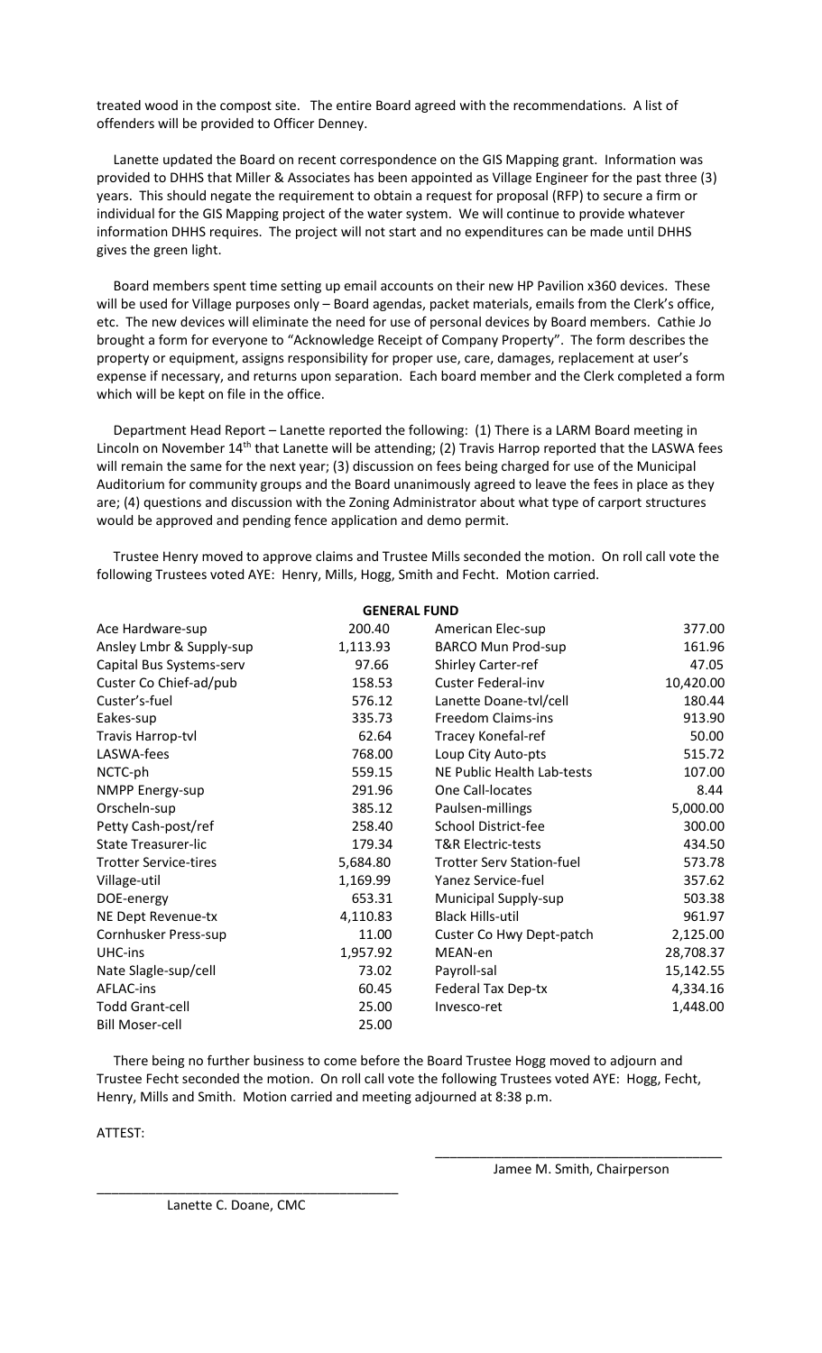treated wood in the compost site. The entire Board agreed with the recommendations. A list of offenders will be provided to Officer Denney.

Lanette updated the Board on recent correspondence on the GIS Mapping grant. Information was provided to DHHS that Miller & Associates has been appointed as Village Engineer for the past three (3) years. This should negate the requirement to obtain a request for proposal (RFP) to secure a firm or individual for the GIS Mapping project of the water system. We will continue to provide whatever information DHHS requires. The project will not start and no expenditures can be made until DHHS gives the green light.

Board members spent time setting up email accounts on their new HP Pavilion x360 devices. These will be used for Village purposes only – Board agendas, packet materials, emails from the Clerk's office, etc. The new devices will eliminate the need for use of personal devices by Board members. Cathie Jo brought a form for everyone to "Acknowledge Receipt of Company Property". The form describes the property or equipment, assigns responsibility for proper use, care, damages, replacement at user's expense if necessary, and returns upon separation. Each board member and the Clerk completed a form which will be kept on file in the office.

Department Head Report – Lanette reported the following: (1) There is a LARM Board meeting in Lincoln on November 14th that Lanette will be attending; (2) Travis Harrop reported that the LASWA fees will remain the same for the next year; (3) discussion on fees being charged for use of the Municipal Auditorium for community groups and the Board unanimously agreed to leave the fees in place as they are; (4) questions and discussion with the Zoning Administrator about what type of carport structures would be approved and pending fence application and demo permit.

Trustee Henry moved to approve claims and Trustee Mills seconded the motion. On roll call vote the following Trustees voted AYE: Henry, Mills, Hogg, Smith and Fecht. Motion carried.

**GENERAL FUND**

| | | | |
|---|---|---|---|
| Ace Hardware-sup | 200.40 | American Elec-sup | 377.00 |
| Ansley Lmbr & Supply-sup | 1,113.93 | BARCO Mun Prod-sup | 161.96 |
| Capital Bus Systems-serv | 97.66 | Shirley Carter-ref | 47.05 |
| Custer Co Chief-ad/pub | 158.53 | Custer Federal-inv | 10,420.00 |
| Custer's-fuel | 576.12 | Lanette Doane-tvl/cell | 180.44 |
| Eakes-sup | 335.73 | Freedom Claims-ins | 913.90 |
| Travis Harrop-tvl | 62.64 | Tracey Konefal-ref | 50.00 |
| LASWA-fees | 768.00 | Loup City Auto-pts | 515.72 |
| NCTC-ph | 559.15 | NE Public Health Lab-tests | 107.00 |
| NMPP Energy-sup | 291.96 | One Call-locates | 8.44 |
| Orscheln-sup | 385.12 | Paulsen-millings | 5,000.00 |
| Petty Cash-post/ref | 258.40 | School District-fee | 300.00 |
| State Treasurer-lic | 179.34 | T&R Electric-tests | 434.50 |
| Trotter Service-tires | 5,684.80 | Trotter Serv Station-fuel | 573.78 |
| Village-util | 1,169.99 | Yanez Service-fuel | 357.62 |
| DOE-energy | 653.31 | Municipal Supply-sup | 503.38 |
| NE Dept Revenue-tx | 4,110.83 | Black Hills-util | 961.97 |
| Cornhusker Press-sup | 11.00 | Custer Co Hwy Dept-patch | 2,125.00 |
| UHC-ins | 1,957.92 | MEAN-en | 28,708.37 |
| Nate Slagle-sup/cell | 73.02 | Payroll-sal | 15,142.55 |
| AFLAC-ins | 60.45 | Federal Tax Dep-tx | 4,334.16 |
| Todd Grant-cell | 25.00 | Invesco-ret | 1,448.00 |
| Bill Moser-cell | 25.00 | | |

There being no further business to come before the Board Trustee Hogg moved to adjourn and Trustee Fecht seconded the motion. On roll call vote the following Trustees voted AYE: Hogg, Fecht, Henry, Mills and Smith. Motion carried and meeting adjourned at 8:38 p.m.

ATTEST:

\_\_\_\_\_\_\_\_\_\_\_\_\_\_\_\_\_\_\_\_\_\_\_\_\_\_\_\_\_\_\_\_\_\_\_\_\_\_\_\_

Jamee M. Smith, Chairperson

\_\_\_\_\_\_\_\_\_\_\_\_\_\_\_\_\_\_\_\_\_\_\_\_\_\_\_\_\_\_\_\_\_\_\_\_\_\_\_\_

Lanette C. Doane, CMC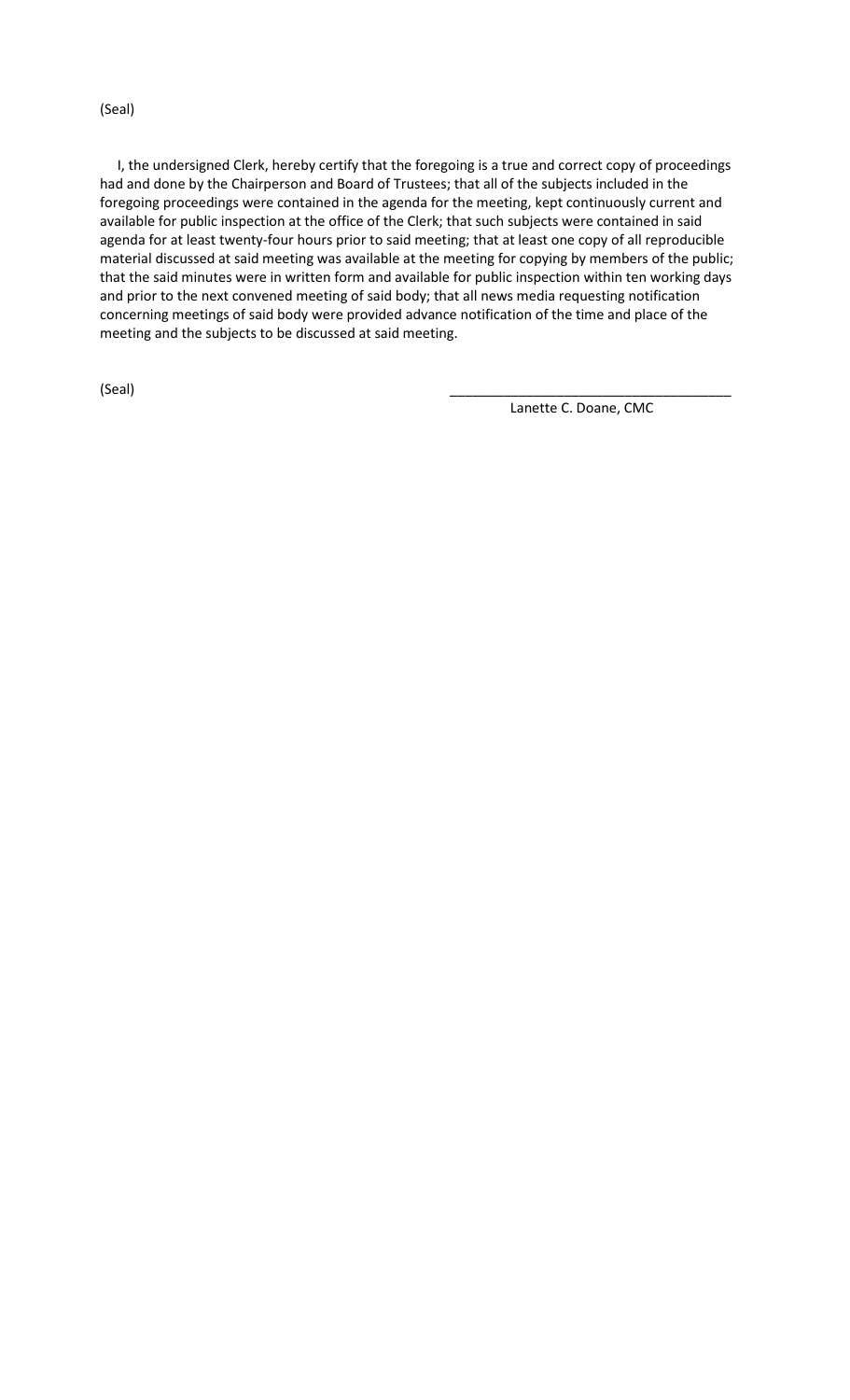(Seal)

I, the undersigned Clerk, hereby certify that the foregoing is a true and correct copy of proceedings had and done by the Chairperson and Board of Trustees; that all of the subjects included in the foregoing proceedings were contained in the agenda for the meeting, kept continuously current and available for public inspection at the office of the Clerk; that such subjects were contained in said agenda for at least twenty-four hours prior to said meeting; that at least one copy of all reproducible material discussed at said meeting was available at the meeting for copying by members of the public; that the said minutes were in written form and available for public inspection within ten working days and prior to the next convened meeting of said body; that all news media requesting notification concerning meetings of said body were provided advance notification of the time and place of the meeting and the subjects to be discussed at said meeting.

(Seal) ______________________________________

Lanette C. Doane, CMC